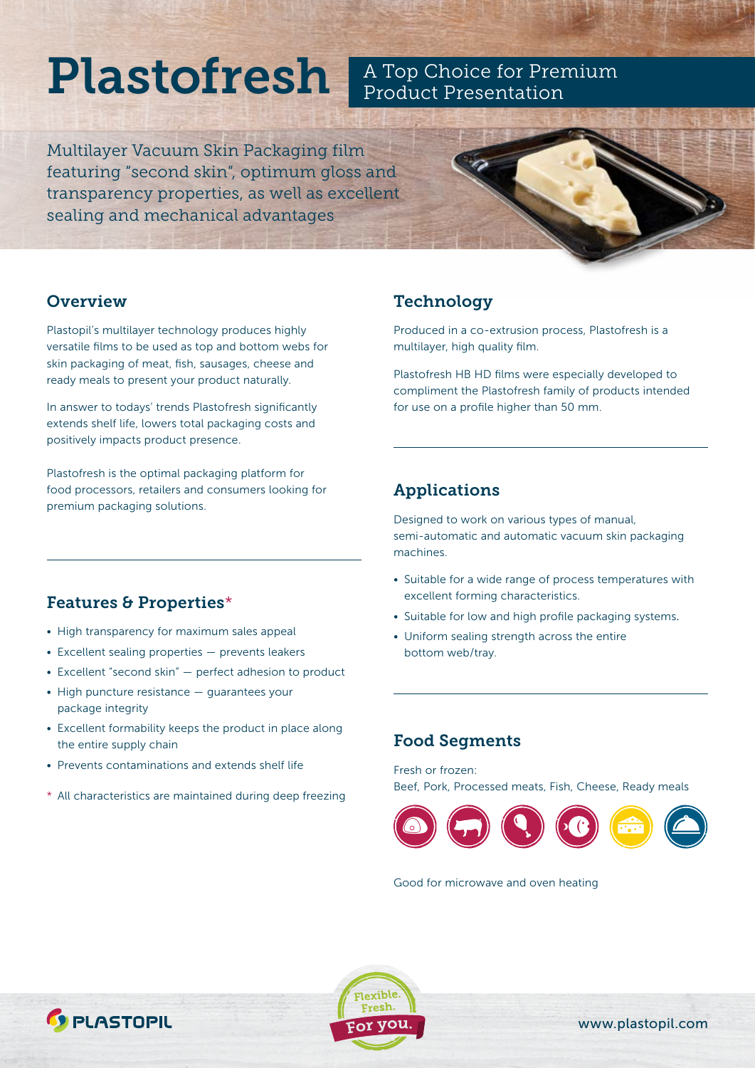# Plastofresh

A Top Choice for Premium Product Presentation

Multilayer Vacuum Skin Packaging film featuring "second skin", optimum gloss and transparency properties, as well as excellent sealing and mechanical advantages

## Overview

Plastopil's multilayer technology produces highly versatile films to be used as top and bottom webs for skin packaging of meat, fish, sausages, cheese and ready meals to present your product naturally.

In answer to todays' trends Plastofresh significantly extends shelf life, lowers total packaging costs and positively impacts product presence.

Plastofresh is the optimal packaging platform for food processors, retailers and consumers looking for premium packaging solutions.

## Features & Properties*

- High transparency for maximum sales appeal
- Excellent sealing properties — prevents leakers
- Excellent "second skin" — perfect adhesion to product
- High puncture resistance — guarantees your package integrity
- Excellent formability keeps the product in place along the entire supply chain
- Prevents contaminations and extends shelf life

\* All characteristics are maintained during deep freezing

## Technology

Produced in a co-extrusion process, Plastofresh is a multilayer, high quality film.

Plastofresh HB HD films were especially developed to compliment the Plastofresh family of products intended for use on a profile higher than 50 mm.

## Applications

Designed to work on various types of manual, semi-automatic and automatic vacuum skin packaging machines.

- Suitable for a wide range of process temperatures with excellent forming characteristics.
- Suitable for low and high profile packaging systems.
- Uniform sealing strength across the entire bottom web/tray.

## Food Segments

Fresh or frozen:
Beef, Pork, Processed meats, Fish, Cheese, Ready meals

Good for microwave and oven heating

PLASTOPIL

Flexible. Fresh. For you.

www.plastopil.com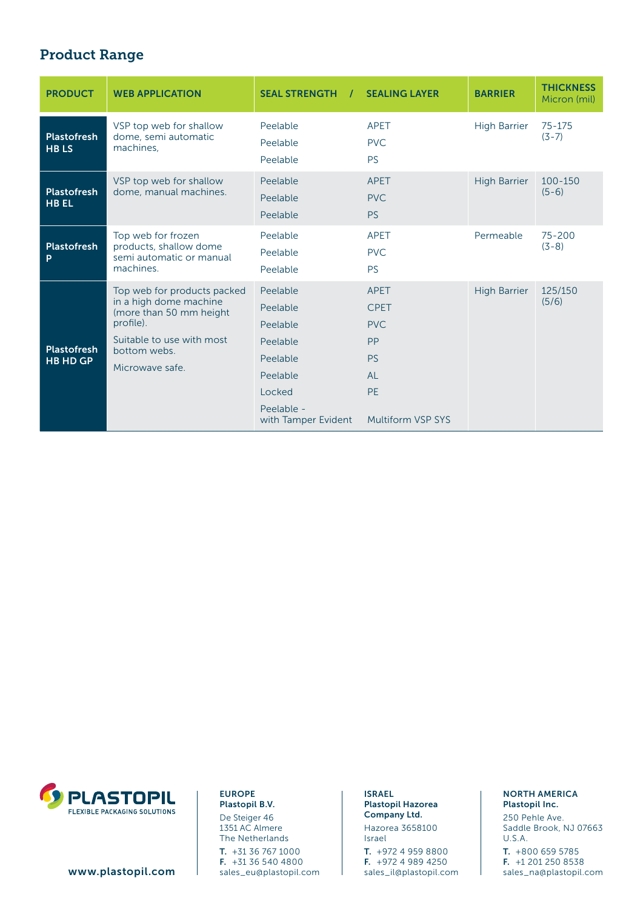## Product Range

| PRODUCT | WEB APPLICATION | SEAL STRENGTH | SEALING LAYER | BARRIER | THICKNESS Micron (mil) |
|---|---|---|---|---|---|
| **Plastofresh HB LS** | VSP top web for shallow dome, semi automatic machines, | Peelable<br>Peelable<br>Peelable | APET<br>PVC<br>PS | High Barrier | 75-175<br>(3-7) |
| **Plastofresh HB EL** | VSP top web for shallow dome, manual machines. | Peelable<br>Peelable<br>Peelable | APET<br>PVC<br>PS | High Barrier | 100-150<br>(5-6) |
| **Plastofresh P** | Top web for frozen products, shallow dome semi automatic or manual machines. | Peelable<br>Peelable<br>Peelable | APET<br>PVC<br>PS | Permeable | 75-200<br>(3-8) |
| **Plastofresh HB HD GP** | Top web for products packed in a high dome machine (more than 50 mm height profile).<br>Suitable to use with most bottom webs.<br>Microwave safe. | Peelable<br>Peelable<br>Peelable<br>Peelable<br>Peelable<br>Peelable<br>Locked<br>Peelable - with Tamper Evident | APET<br>CPET<br>PVC<br>PP<br>PS<br>AL<br>PE<br>Multiform VSP SYS | High Barrier | 125/150<br>(5/6) |

PLASTOPIL
FLEXIBLE PACKAGING SOLUTIONS

www.plastopil.com

**EUROPE**
**Plastopil B.V.**
De Steiger 46
1351 AC Almere
The Netherlands
**T.** +31 36 767 1000
**F.** +31 36 540 4800
sales_eu@plastopil.com

**ISRAEL**
**Plastopil Hazorea Company Ltd.**
Hazorea 3658100
Israel
**T.** +972 4 959 8800
**F.** +972 4 989 4250
sales_il@plastopil.com

**NORTH AMERICA**
**Plastopil Inc.**
250 Pehle Ave.
Saddle Brook, NJ 07663
U.S.A.
**T.** +800 659 5785
**F.** +1 201 250 8538
sales_na@plastopil.com